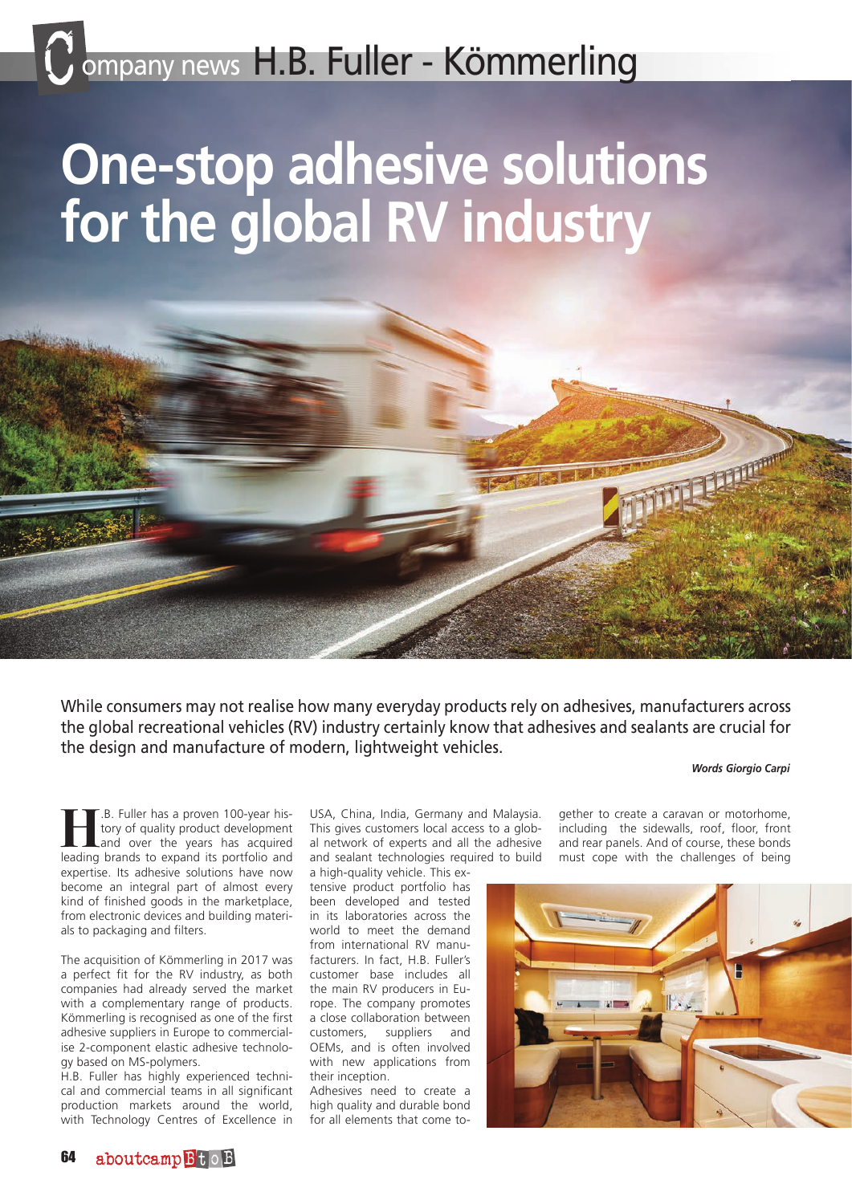Company news H.B. Fuller - Kömmerling

# One-stop adhesive solutions for the global RV industry

While consumers may not realise how many everyday products rely on adhesives, manufacturers across the global recreational vehicles (RV) industry certainly know that adhesives and sealants are crucial for the design and manufacture of modern, lightweight vehicles.

***Words Giorgio Carpi***

H.B. Fuller has a proven 100-year history of quality product development and over the years has acquired leading brands to expand its portfolio and expertise. Its adhesive solutions have now become an integral part of almost every kind of finished goods in the marketplace, from electronic devices and building materials to packaging and filters.

The acquisition of Kömmerling in 2017 was a perfect fit for the RV industry, as both companies had already served the market with a complementary range of products. Kömmerling is recognised as one of the first adhesive suppliers in Europe to commercialise 2-component elastic adhesive technology based on MS-polymers.
H.B. Fuller has highly experienced technical and commercial teams in all significant production markets around the world, with Technology Centres of Excellence in USA, China, India, Germany and Malaysia. This gives customers local access to a global network of experts and all the adhesive and sealant technologies required to build a high-quality vehicle. This extensive product portfolio has been developed and tested in its laboratories across the world to meet the demand from international RV manufacturers. In fact, H.B. Fuller's customer base includes all the main RV producers in Europe. The company promotes a close collaboration between customers, suppliers and OEMs, and is often involved with new applications from their inception.
Adhesives need to create a high quality and durable bond for all elements that come together to create a caravan or motorhome, including the sidewalls, roof, floor, front and rear panels. And of course, these bonds must cope with the challenges of being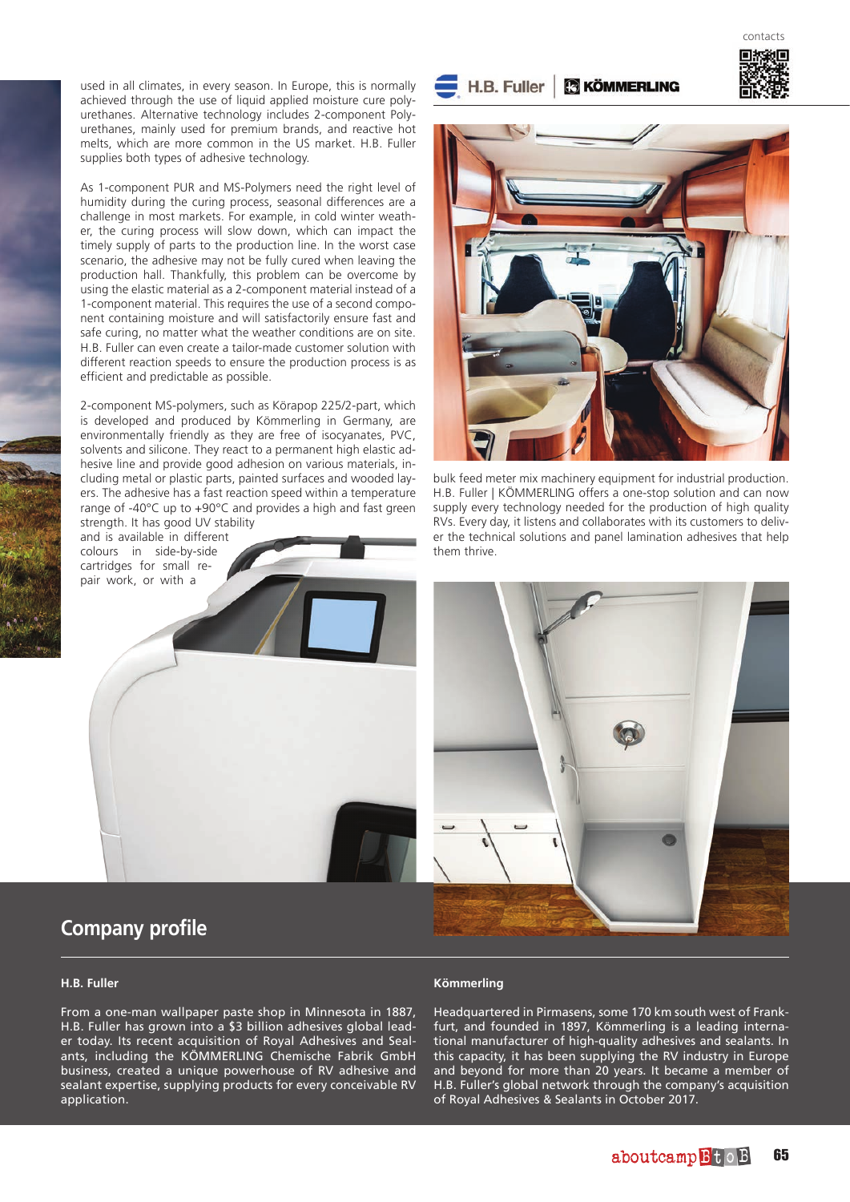used in all climates, in every season. In Europe, this is normally achieved through the use of liquid applied moisture cure polyurethanes. Alternative technology includes 2-component Polyurethanes, mainly used for premium brands, and reactive hot melts, which are more common in the US market. H.B. Fuller supplies both types of adhesive technology.

As 1-component PUR and MS-Polymers need the right level of humidity during the curing process, seasonal differences are a challenge in most markets. For example, in cold winter weather, the curing process will slow down, which can impact the timely supply of parts to the production line. In the worst case scenario, the adhesive may not be fully cured when leaving the production hall. Thankfully, this problem can be overcome by using the elastic material as a 2-component material instead of a 1-component material. This requires the use of a second component containing moisture and will satisfactorily ensure fast and safe curing, no matter what the weather conditions are on site. H.B. Fuller can even create a tailor-made customer solution with different reaction speeds to ensure the production process is as efficient and predictable as possible.

2-component MS-polymers, such as Körapop 225/2-part, which is developed and produced by Kömmerling in Germany, are environmentally friendly as they are free of isocyanates, PVC, solvents and silicone. They react to a permanent high elastic adhesive line and provide good adhesion on various materials, including metal or plastic parts, painted surfaces and wooded layers. The adhesive has a fast reaction speed within a temperature range of -40°C up to +90°C and provides a high and fast green strength. It has good UV stability and is available in different colours in side-by-side cartridges for small repair work, or with a bulk feed meter mix machinery equipment for industrial production. H.B. Fuller | KÖMMERLING offers a one-stop solution and can now supply every technology needed for the production of high quality RVs. Every day, it listens and collaborates with its customers to deliver the technical solutions and panel lamination adhesives that help them thrive.

## Company profile

### H.B. Fuller

From a one-man wallpaper paste shop in Minnesota in 1887, H.B. Fuller has grown into a $3 billion adhesives global leader today. Its recent acquisition of Royal Adhesives and Sealants, including the KÖMMERLING Chemische Fabrik GmbH business, created a unique powerhouse of RV adhesive and sealant expertise, supplying products for every conceivable RV application.

### Kömmerling

Headquartered in Pirmasens, some 170 km south west of Frankfurt, and founded in 1897, Kömmerling is a leading international manufacturer of high-quality adhesives and sealants. In this capacity, it has been supplying the RV industry in Europe and beyond for more than 20 years. It became a member of H.B. Fuller's global network through the company's acquisition of Royal Adhesives & Sealants in October 2017.